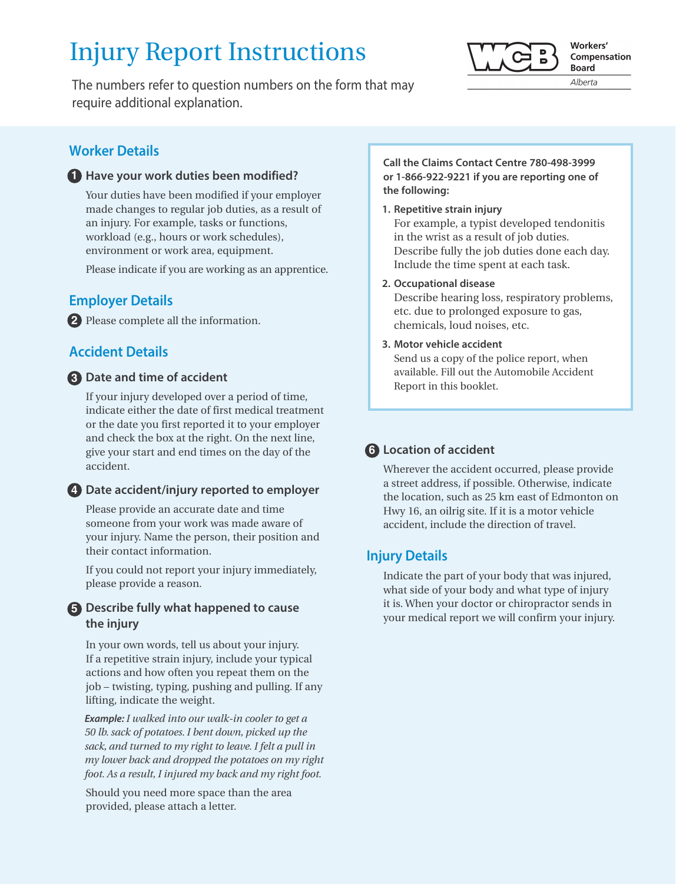# Injury Report Instructions

Workers' Compensation Board
*Alberta*

The numbers refer to question numbers on the form that may require additional explanation.

## Worker Details

### 1 Have your work duties been modified?

Your duties have been modified if your employer made changes to regular job duties, as a result of an injury. For example, tasks or functions, workload (e.g., hours or work schedules), environment or work area, equipment.

Please indicate if you are working as an apprentice.

## Employer Details

2 Please complete all the information.

## Accident Details

### 3 Date and time of accident

If your injury developed over a period of time, indicate either the date of first medical treatment or the date you first reported it to your employer and check the box at the right. On the next line, give your start and end times on the day of the accident.

### 4 Date accident/injury reported to employer

Please provide an accurate date and time someone from your work was made aware of your injury. Name the person, their position and their contact information.

If you could not report your injury immediately, please provide a reason.

### 5 Describe fully what happened to cause the injury

In your own words, tell us about your injury. If a repetitive strain injury, include your typical actions and how often you repeat them on the job – twisting, typing, pushing and pulling. If any lifting, indicate the weight.

***Example:*** *I walked into our walk-in cooler to get a 50 lb. sack of potatoes. I bent down, picked up the sack, and turned to my right to leave. I felt a pull in my lower back and dropped the potatoes on my right foot. As a result, I injured my back and my right foot.*

Should you need more space than the area provided, please attach a letter.

**Call the Claims Contact Centre 780-498-3999 or 1-866-922-9221 if you are reporting one of the following:**

1. **Repetitive strain injury**
   For example, a typist developed tendonitis in the wrist as a result of job duties. Describe fully the job duties done each day. Include the time spent at each task.
2. **Occupational disease**
   Describe hearing loss, respiratory problems, etc. due to prolonged exposure to gas, chemicals, loud noises, etc.
3. **Motor vehicle accident**
   Send us a copy of the police report, when available. Fill out the Automobile Accident Report in this booklet.

### 6 Location of accident

Wherever the accident occurred, please provide a street address, if possible. Otherwise, indicate the location, such as 25 km east of Edmonton on Hwy 16, an oilrig site. If it is a motor vehicle accident, include the direction of travel.

## Injury Details

Indicate the part of your body that was injured, what side of your body and what type of injury it is. When your doctor or chiropractor sends in your medical report we will confirm your injury.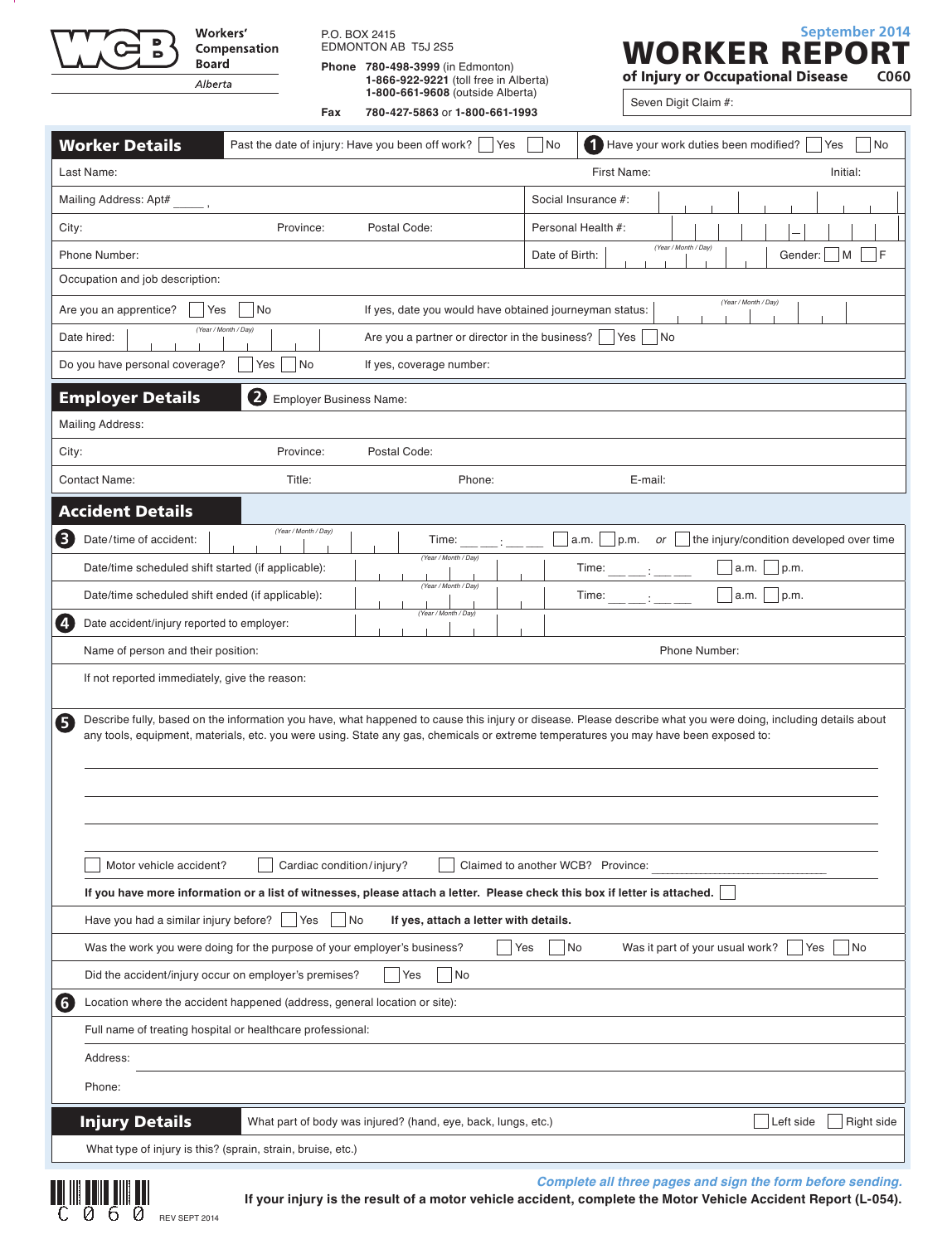Workers' Compensation Board Alberta

P.O. BOX 2415
EDMONTON AB T5J 2S5

**Phone** **780-498-3999** (in Edmonton)
**1-866-922-9221** (toll free in Alberta)
**1-800-661-9608** (outside Alberta)

**Fax** **780-427-5863** or **1-800-661-1993**

September 2014

# WORKER REPORT

**of Injury or Occupational Disease** **C060**

Seven Digit Claim #:

## Worker Details

Past the date of injury: Have you been off work? ☐ Yes ☐ No

❶ Have your work duties been modified? ☐ Yes ☐ No

Last Name: First Name: Initial:

Mailing Address: Apt# ____ ,

Social Insurance #:

City: Province: Postal Code:

Personal Health #:

Phone Number:

Date of Birth: (Year / Month / Day) Gender: ☐ M ☐ F

Occupation and job description:

Are you an apprentice? ☐ Yes ☐ No If yes, date you would have obtained journeyman status: (Year / Month / Day)

Date hired: (Year / Month / Day) Are you a partner or director in the business? ☐ Yes ☐ No

Do you have personal coverage? ☐ Yes ☐ No If yes, coverage number:

## Employer Details

❷ Employer Business Name:

Mailing Address:

City: Province: Postal Code:

Contact Name: Title: Phone: E-mail:

## Accident Details

❸ Date/time of accident: (Year / Month / Day) Time: __ __ : __ __ ☐ a.m. ☐ p.m. *or* ☐ the injury/condition developed over time

Date/time scheduled shift started (if applicable): (Year / Month / Day) Time: __ __ : __ __ ☐ a.m. ☐ p.m.

Date/time scheduled shift ended (if applicable): (Year / Month / Day) Time: __ __ : __ __ ☐ a.m. ☐ p.m.

❹ Date accident/injury reported to employer: (Year / Month / Day)

Name of person and their position: Phone Number:

If not reported immediately, give the reason:

❺ Describe fully, based on the information you have, what happened to cause this injury or disease. Please describe what you were doing, including details about any tools, equipment, materials, etc. you were using. State any gas, chemicals or extreme temperatures you may have been exposed to:

☐ Motor vehicle accident? ☐ Cardiac condition/injury? ☐ Claimed to another WCB? Province: ____________________

**If you have more information or a list of witnesses, please attach a letter. Please check this box if letter is attached.** ☐

Have you had a similar injury before? ☐ Yes ☐ No **If yes, attach a letter with details.**

Was the work you were doing for the purpose of your employer's business? ☐ Yes ☐ No Was it part of your usual work? ☐ Yes ☐ No

Did the accident/injury occur on employer's premises? ☐ Yes ☐ No

❻ Location where the accident happened (address, general location or site):

Full name of treating hospital or healthcare professional:

Address:

Phone:

## Injury Details

What part of body was injured? (hand, eye, back, lungs, etc.) ☐ Left side ☐ Right side

What type of injury is this? (sprain, strain, bruise, etc.)

*Complete all three pages and sign the form before sending.*

**If your injury is the result of a motor vehicle accident, complete the Motor Vehicle Accident Report (L-054).**

C060 REV SEPT 2014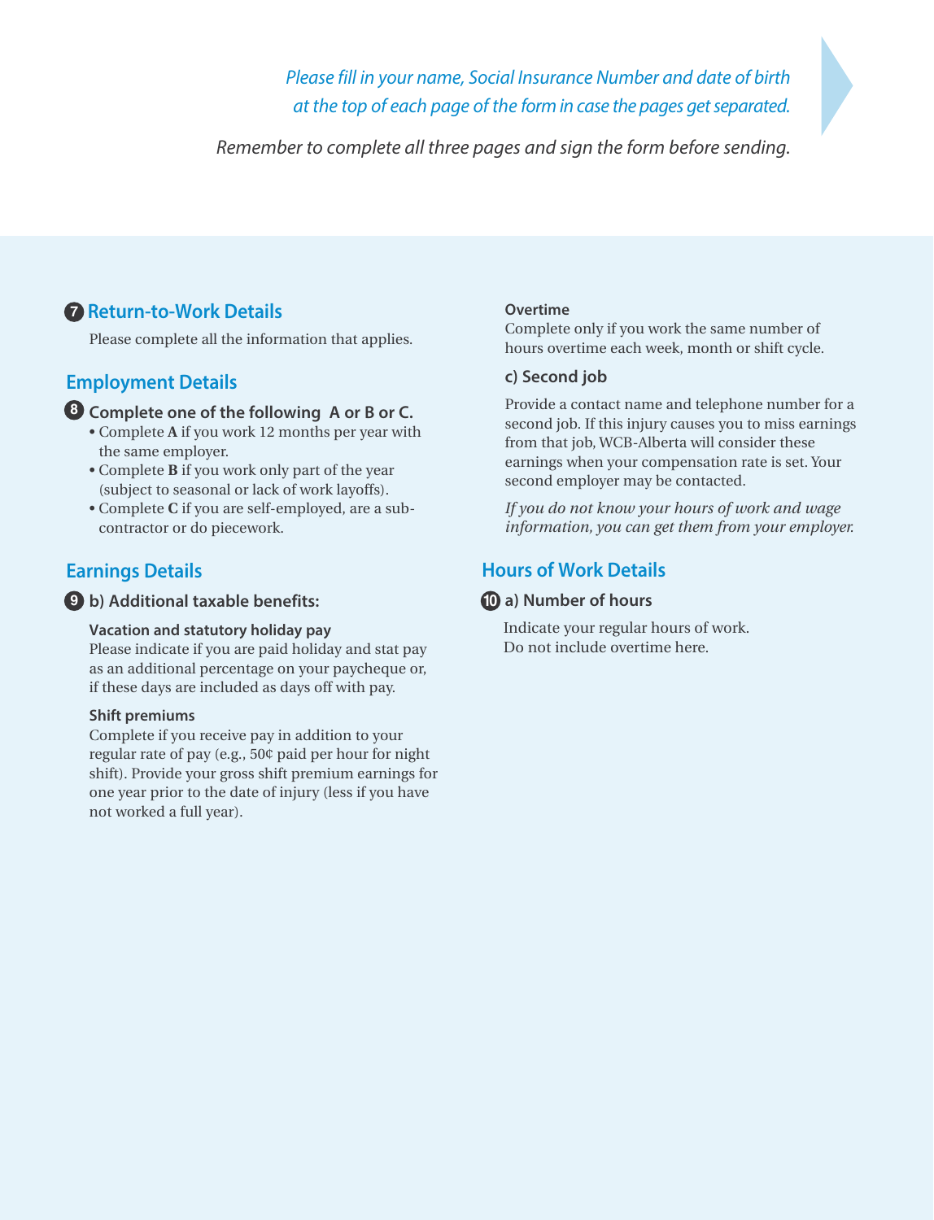*Please fill in your name, Social Insurance Number and date of birth at the top of each page of the form in case the pages get separated.*

*Remember to complete all three pages and sign the form before sending.*

## 7 Return-to-Work Details

Please complete all the information that applies.

## Employment Details

### 8 Complete one of the following A or B or C.

- Complete **A** if you work 12 months per year with the same employer.
- Complete **B** if you work only part of the year (subject to seasonal or lack of work layoffs).
- Complete **C** if you are self-employed, are a sub-contractor or do piecework.

## Earnings Details

### 9 b) Additional taxable benefits:

**Vacation and statutory holiday pay**
Please indicate if you are paid holiday and stat pay as an additional percentage on your paycheque or, if these days are included as days off with pay.

**Shift premiums**
Complete if you receive pay in addition to your regular rate of pay (e.g., 50¢ paid per hour for night shift). Provide your gross shift premium earnings for one year prior to the date of injury (less if you have not worked a full year).

**Overtime**
Complete only if you work the same number of hours overtime each week, month or shift cycle.

### c) Second job

Provide a contact name and telephone number for a second job. If this injury causes you to miss earnings from that job, WCB-Alberta will consider these earnings when your compensation rate is set. Your second employer may be contacted.

*If you do not know your hours of work and wage information, you can get them from your employer.*

## Hours of Work Details

### 10 a) Number of hours

Indicate your regular hours of work. Do not include overtime here.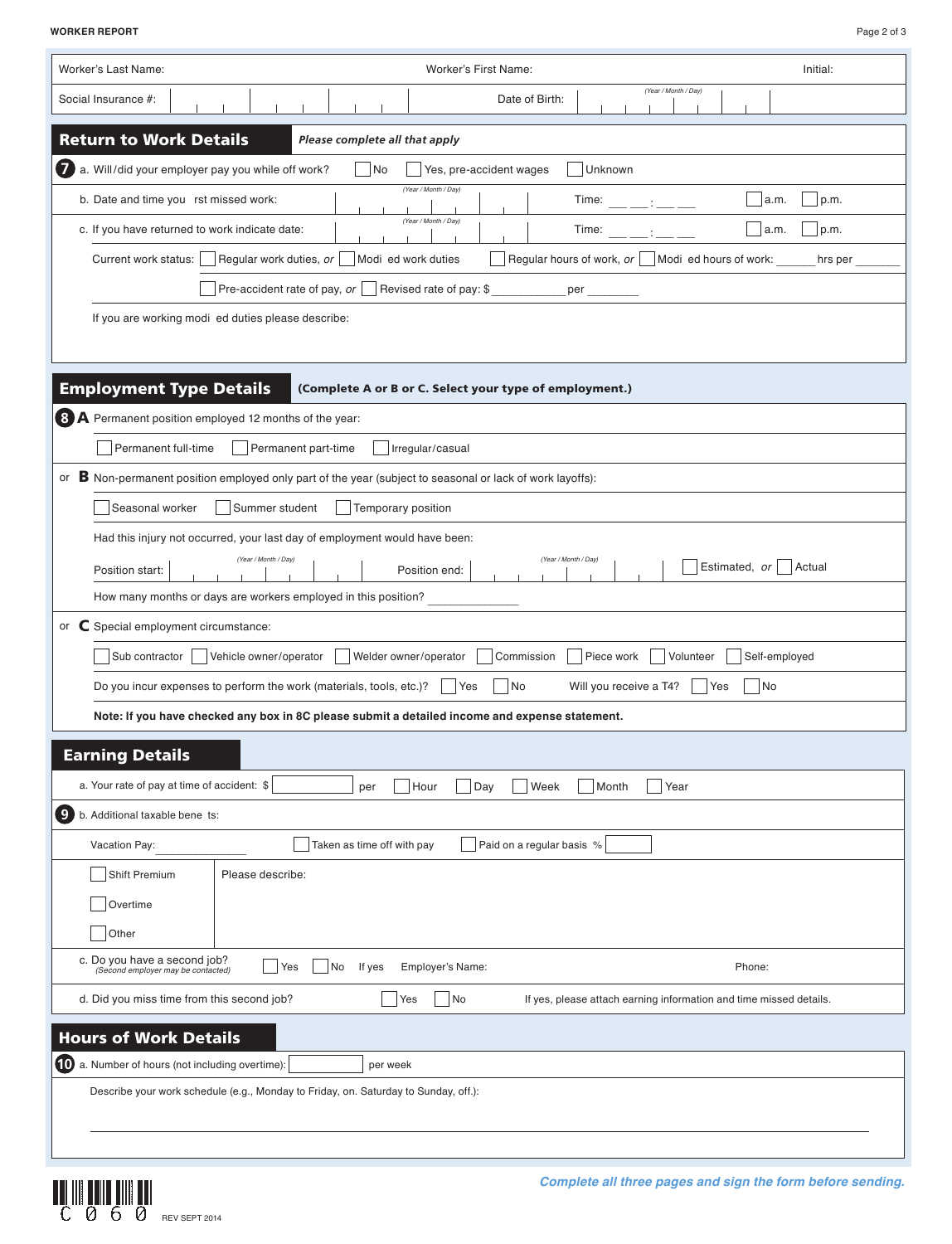**WORKER REPORT**

| Worker's Last Name: | Worker's First Name: | Initial: |
|---|---|---|
| Social Insurance #: | Date of Birth: (Year / Month / Day) | |

## Return to Work Details

*Please complete all that apply*

**7** a. Will/did your employer pay you while off work? ☐ No ☐ Yes, pre-accident wages ☐ Unknown

b. Date and time you rst missed work: (Year / Month / Day) Time: ___ ___ : ___ ___ ☐ a.m. ☐ p.m.

c. If you have returned to work indicate date: (Year / Month / Day) Time: ___ ___ : ___ ___ ☐ a.m. ☐ p.m.

Current work status: ☐ Regular work duties, *or* ☐ Modi ed work duties ☐ Regular hours of work, *or* ☐ Modi ed hours of work: ______ hrs per ______

☐ Pre-accident rate of pay, *or* ☐ Revised rate of pay: $ ___________ per ________

If you are working modi ed duties please describe:

## Employment Type Details

**(Complete A or B or C. Select your type of employment.)**

**8 A** Permanent position employed 12 months of the year:

☐ Permanent full-time ☐ Permanent part-time ☐ Irregular/casual

or **B** Non-permanent position employed only part of the year (subject to seasonal or lack of work layoffs):

☐ Seasonal worker ☐ Summer student ☐ Temporary position

Had this injury not occurred, your last day of employment would have been:

Position start: (Year / Month / Day) Position end: (Year / Month / Day) ☐ Estimated, *or* ☐ Actual

How many months or days are workers employed in this position? ______________

or **C** Special employment circumstance:

☐ Sub contractor ☐ Vehicle owner/operator ☐ Welder owner/operator ☐ Commission ☐ Piece work ☐ Volunteer ☐ Self-employed

Do you incur expenses to perform the work (materials, tools, etc.)? ☐ Yes ☐ No Will you receive a T4? ☐ Yes ☐ No

**Note: If you have checked any box in 8C please submit a detailed income and expense statement.**

## Earning Details

a. Your rate of pay at time of accident: $ ________ per ☐ Hour ☐ Day ☐ Week ☐ Month ☐ Year

**9** b. Additional taxable bene ts:

Vacation Pay: ______________ ☐ Taken as time off with pay ☐ Paid on a regular basis % ______

☐ Shift Premium

☐ Overtime

☐ Other

Please describe:

c. Do you have a second job? ☐ Yes ☐ No If yes Employer's Name: Phone:
*(Second employer may be contacted)*

d. Did you miss time from this second job? ☐ Yes ☐ No If yes, please attach earning information and time missed details.

## Hours of Work Details

**10** a. Number of hours (not including overtime): ________ per week

Describe your work schedule (e.g., Monday to Friday, on. Saturday to Sunday, off.):

*Complete all three pages and sign the form before sending.*

C060 REV SEPT 2014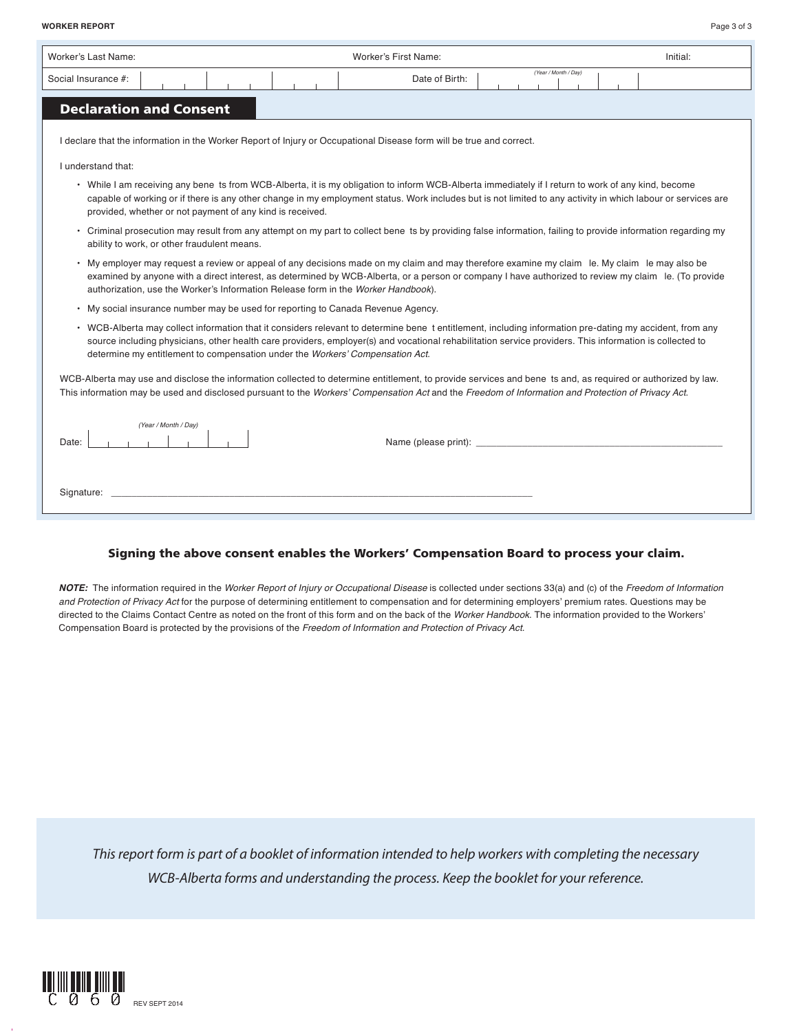**WORKER REPORT**

| Worker's Last Name: | Worker's First Name: | Initial: |
| --- | --- | --- |
| Social Insurance #: | Date of Birth: (Year / Month / Day) | |

## Declaration and Consent

I declare that the information in the Worker Report of Injury or Occupational Disease form will be true and correct.

I understand that:

- While I am receiving any bene ts from WCB-Alberta, it is my obligation to inform WCB-Alberta immediately if I return to work of any kind, become capable of working or if there is any other change in my employment status. Work includes but is not limited to any activity in which labour or services are provided, whether or not payment of any kind is received.
- Criminal prosecution may result from any attempt on my part to collect bene ts by providing false information, failing to provide information regarding my ability to work, or other fraudulent means.
- My employer may request a review or appeal of any decisions made on my claim and may therefore examine my claim le. My claim le may also be examined by anyone with a direct interest, as determined by WCB-Alberta, or a person or company I have authorized to review my claim le. (To provide authorization, use the Worker's Information Release form in the *Worker Handbook*).
- My social insurance number may be used for reporting to Canada Revenue Agency.
- WCB-Alberta may collect information that it considers relevant to determine bene t entitlement, including information pre-dating my accident, from any source including physicians, other health care providers, employer(s) and vocational rehabilitation service providers. This information is collected to determine my entitlement to compensation under the *Workers' Compensation Act*.

WCB-Alberta may use and disclose the information collected to determine entitlement, to provide services and bene ts and, as required or authorized by law. This information may be used and disclosed pursuant to the *Workers' Compensation Act* and the *Freedom of Information and Protection of Privacy Act*.

Date: (Year / Month / Day) ____________ Name (please print): ______________________________

Signature: ______________________________________________

**Signing the above consent enables the Workers' Compensation Board to process your claim.**

***NOTE:*** The information required in the *Worker Report of Injury or Occupational Disease* is collected under sections 33(a) and (c) of the *Freedom of Information and Protection of Privacy Act* for the purpose of determining entitlement to compensation and for determining employers' premium rates. Questions may be directed to the Claims Contact Centre as noted on the front of this form and on the back of the *Worker Handbook*. The information provided to the Workers' Compensation Board is protected by the provisions of the *Freedom of Information and Protection of Privacy Act*.

*This report form is part of a booklet of information intended to help workers with completing the necessary WCB-Alberta forms and understanding the process. Keep the booklet for your reference.*

C060 REV SEPT 2014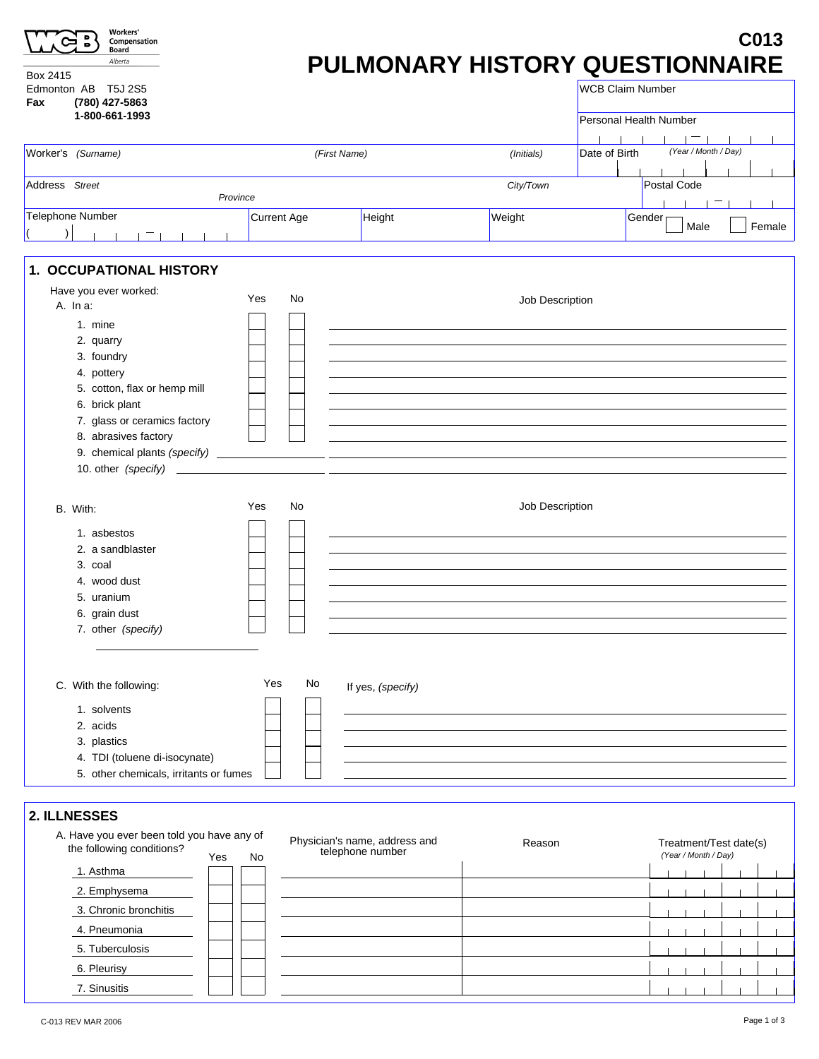WCB Workers' Compensation Board Alberta

Box 2415
Edmonton AB T5J 2S5
**Fax (780) 427-5863**
**1-800-661-1993**

# C013
# PULMONARY HISTORY QUESTIONNAIRE

| WCB Claim Number | |
|---|---|
| Personal Health Number | |

| Worker's *(Surname)* | *(First Name)* | *(Initials)* | Date of Birth *(Year / Month / Day)* |
|---|---|---|---|
| Address *Street* *Province* | | *City/Town* | Postal Code |
| Telephone Number ( ) | Current Age | Height | Weight | Gender ☐ Male ☐ Female |

## 1. OCCUPATIONAL HISTORY

Have you ever worked:

A. In a:

| | Yes | No | Job Description |
|---|---|---|---|
| 1. mine | ☐ | ☐ | |
| 2. quarry | ☐ | ☐ | |
| 3. foundry | ☐ | ☐ | |
| 4. pottery | ☐ | ☐ | |
| 5. cotton, flax or hemp mill | ☐ | ☐ | |
| 6. brick plant | ☐ | ☐ | |
| 7. glass or ceramics factory | ☐ | ☐ | |
| 8. abrasives factory | ☐ | ☐ | |
| 9. chemical plants *(specify)* | | | |
| 10. other *(specify)* | | | |

B. With:

| | Yes | No | Job Description |
|---|---|---|---|
| 1. asbestos | ☐ | ☐ | |
| 2. a sandblaster | ☐ | ☐ | |
| 3. coal | ☐ | ☐ | |
| 4. wood dust | ☐ | ☐ | |
| 5. uranium | ☐ | ☐ | |
| 6. grain dust | ☐ | ☐ | |
| 7. other *(specify)* | ☐ | ☐ | |

C. With the following:

| | Yes | No | If yes, *(specify)* |
|---|---|---|---|
| 1. solvents | ☐ | ☐ | |
| 2. acids | ☐ | ☐ | |
| 3. plastics | ☐ | ☐ | |
| 4. TDI (toluene di-isocynate) | ☐ | ☐ | |
| 5. other chemicals, irritants or fumes | ☐ | ☐ | |

## 2. ILLNESSES

A. Have you ever been told you have any of the following conditions?

| | Yes | No | Physician's name, address and telephone number | Reason | Treatment/Test date(s) *(Year / Month / Day)* |
|---|---|---|---|---|---|
| 1. Asthma | ☐ | ☐ | | | |
| 2. Emphysema | ☐ | ☐ | | | |
| 3. Chronic bronchitis | ☐ | ☐ | | | |
| 4. Pneumonia | ☐ | ☐ | | | |
| 5. Tuberculosis | ☐ | ☐ | | | |
| 6. Pleurisy | ☐ | ☐ | | | |
| 7. Sinusitis | ☐ | ☐ | | | |

C-013 REV MAR 2006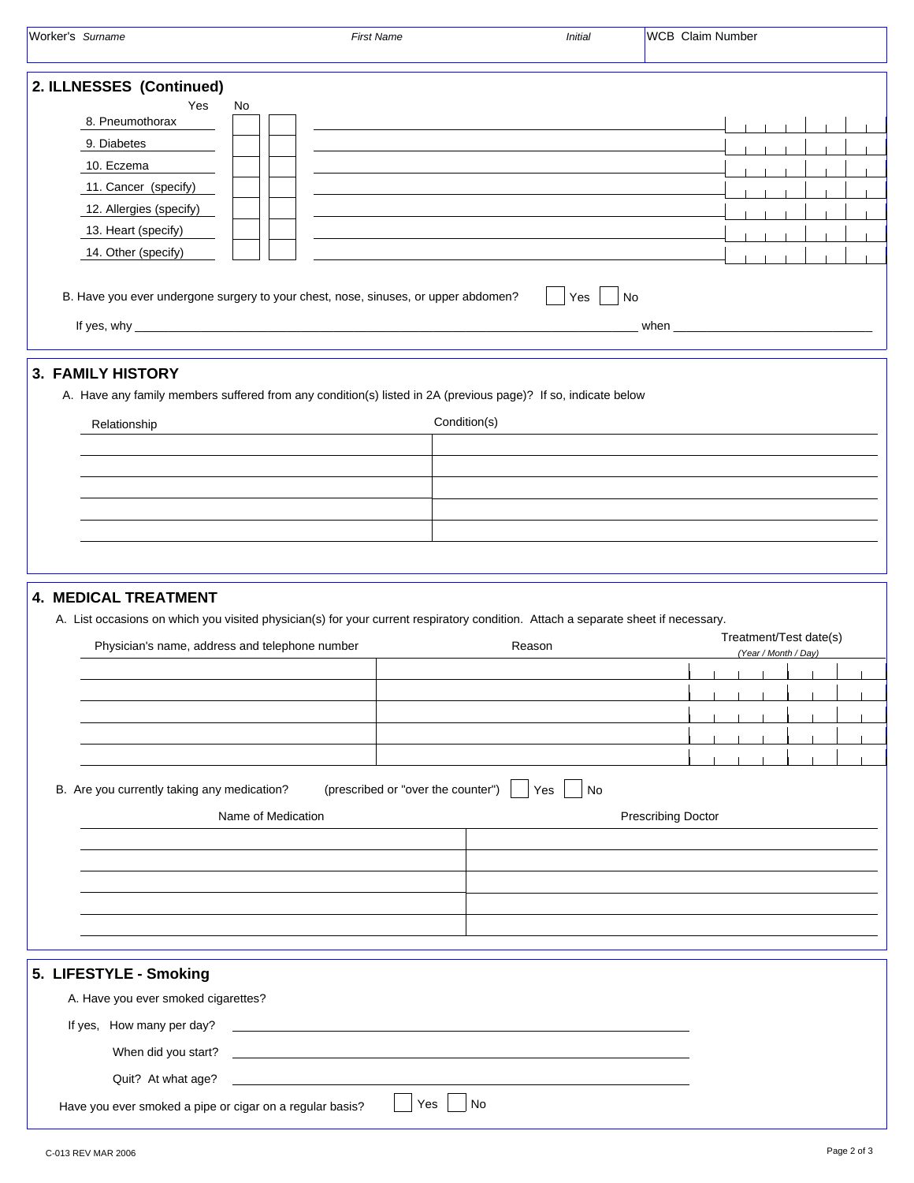| Worker's *Surname* | *First Name* | *Initial* | WCB Claim Number |
|---|---|---|---|
| | | | |

## 2. ILLNESSES (Continued)

| | Yes | No | | |
|---|---|---|---|---|
| 8. Pneumothorax | ☐ | ☐ | | |
| 9. Diabetes | ☐ | ☐ | | |
| 10. Eczema | ☐ | ☐ | | |
| 11. Cancer (specify) | ☐ | ☐ | | |
| 12. Allergies (specify) | ☐ | ☐ | | |
| 13. Heart (specify) | ☐ | ☐ | | |
| 14. Other (specify) | ☐ | ☐ | | |

B. Have you ever undergone surgery to your chest, nose, sinuses, or upper abdomen? ☐ Yes ☐ No

If yes, why ______________________________ when ______________

## 3. FAMILY HISTORY

A. Have any family members suffered from any condition(s) listed in 2A (previous page)? If so, indicate below

| Relationship | Condition(s) |
|---|---|
| | |
| | |
| | |
| | |
| | |

## 4. MEDICAL TREATMENT

A. List occasions on which you visited physician(s) for your current respiratory condition. Attach a separate sheet if necessary.

| Physician's name, address and telephone number | Reason | Treatment/Test date(s) *(Year / Month / Day)* |
|---|---|---|
| | | |
| | | |
| | | |
| | | |
| | | |

B. Are you currently taking any medication? (prescribed or "over the counter") ☐ Yes ☐ No

| Name of Medication | Prescribing Doctor |
|---|---|
| | |
| | |
| | |
| | |
| | |

## 5. LIFESTYLE - Smoking

A. Have you ever smoked cigarettes?

If yes, How many per day? ______________________________

When did you start? ______________________________

Quit? At what age? ______________________________

Have you ever smoked a pipe or cigar on a regular basis? ☐ Yes ☐ No

C-013 REV MAR 2006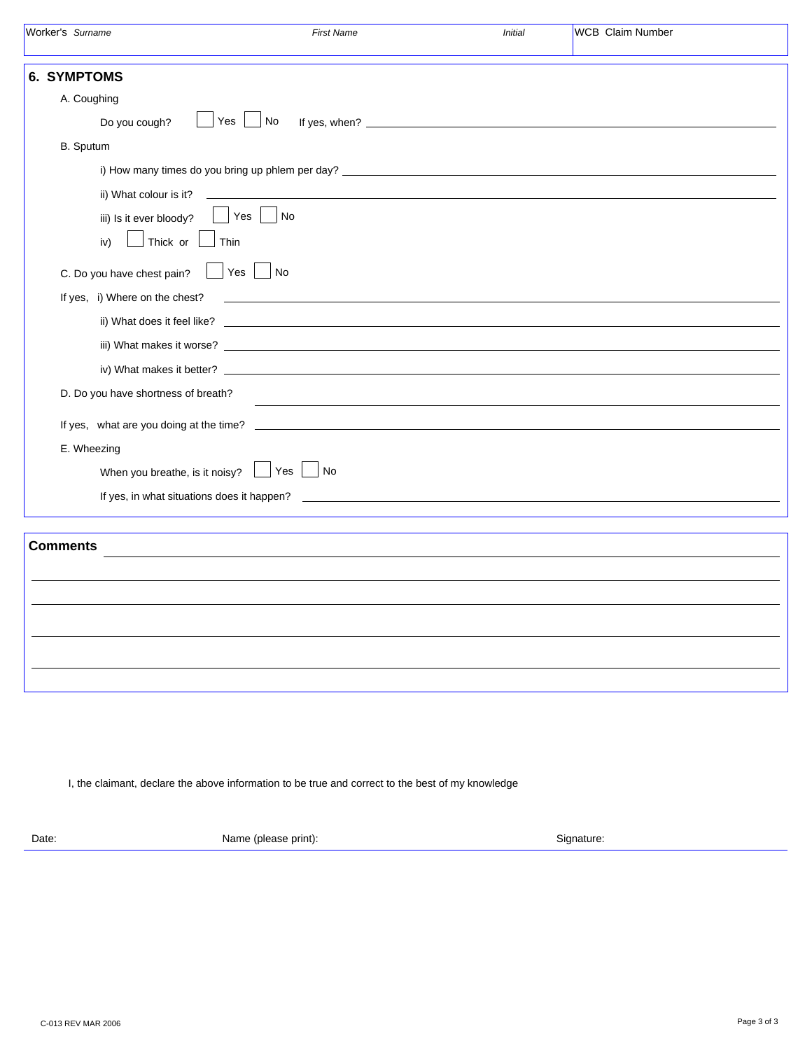| Worker's *Surname* | *First Name* | *Initial* | WCB Claim Number |
|---|---|---|---|
| | | | |

## 6. SYMPTOMS

A. Coughing

Do you cough? ☐ Yes ☐ No If yes, when? ______________________________

B. Sputum

i) How many times do you bring up phlem per day? ______________________________

ii) What colour is it? ______________________________

iii) Is it ever bloody? ☐ Yes ☐ No

iv) ☐ Thick or ☐ Thin

C. Do you have chest pain? ☐ Yes ☐ No

If yes, i) Where on the chest? ______________________________

ii) What does it feel like? ______________________________

iii) What makes it worse? ______________________________

iv) What makes it better? ______________________________

D. Do you have shortness of breath? ______________________________

If yes, what are you doing at the time? ______________________________

E. Wheezing

When you breathe, is it noisy? ☐ Yes ☐ No

If yes, in what situations does it happen? ______________________________

## Comments

______________________________

______________________________

______________________________

______________________________

______________________________

I, the claimant, declare the above information to be true and correct to the best of my knowledge

Date: Name (please print): Signature:

C-013 REV MAR 2006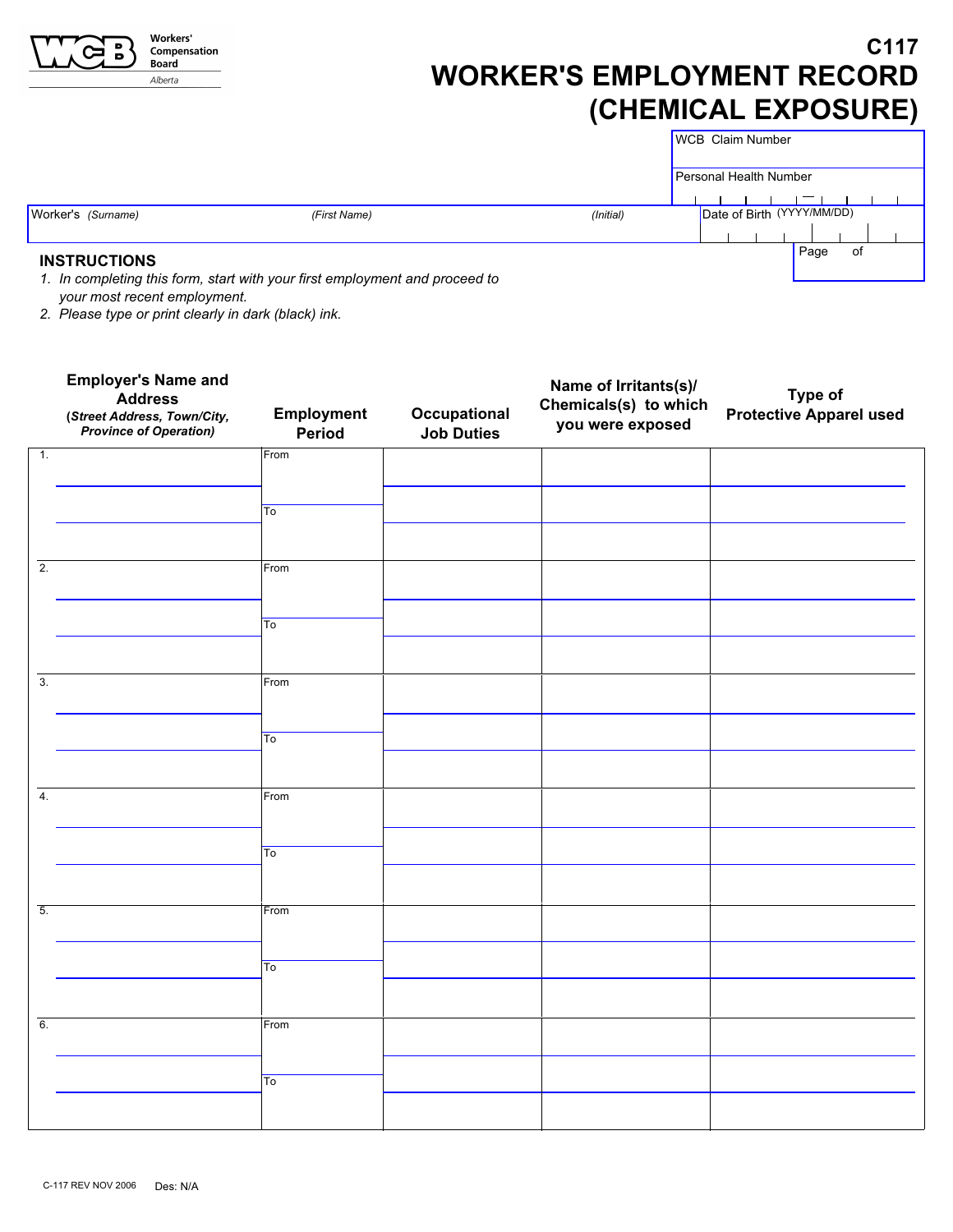Workers' Compensation Board Alberta

# C117
# WORKER'S EMPLOYMENT RECORD (CHEMICAL EXPOSURE)

| WCB Claim Number | |
|---|---|
| Personal Health Number | |

| Worker's *(Surname)* | *(First Name)* | *(Initial)* | Date of Birth (YYYY/MM/DD) |
|---|---|---|---|
| | | | |

Page of

**INSTRUCTIONS**

1. *In completing this form, start with your first employment and proceed to your most recent employment.*
2. *Please type or print clearly in dark (black) ink.*

| Employer's Name and Address (*Street Address, Town/City, Province of Operation*) | Employment Period | Occupational Job Duties | Name of Irritants(s)/ Chemicals(s) to which you were exposed | Type of Protective Apparel used |
|---|---|---|---|---|
| 1. | From<br>To | | | |
| 2. | From<br>To | | | |
| 3. | From<br>To | | | |
| 4. | From<br>To | | | |
| 5. | From<br>To | | | |
| 6. | From<br>To | | | |

C-117 REV NOV 2006 Des: N/A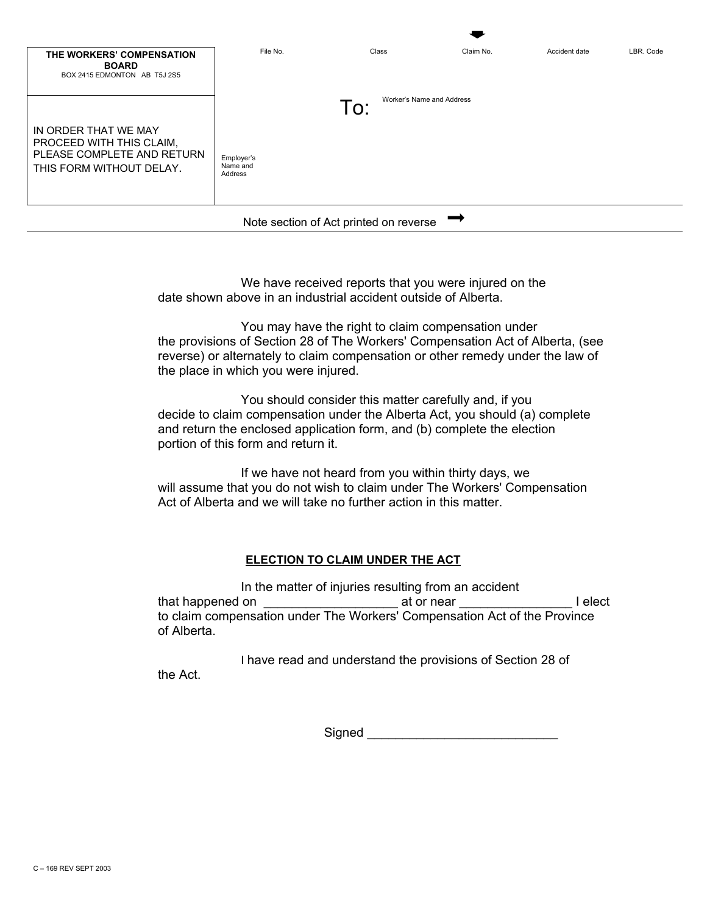**THE WORKERS' COMPENSATION BOARD**
BOX 2415 EDMONTON AB T5J 2S5

| File No. | Class | Claim No. | Accident date | LBR. Code |
| --- | --- | --- | --- | --- |
| | | | | |

IN ORDER THAT WE MAY PROCEED WITH THIS CLAIM, PLEASE COMPLETE AND RETURN THIS FORM WITHOUT DELAY.

To: Worker's Name and Address

Employer's Name and Address

Note section of Act printed on reverse ➞

We have received reports that you were injured on the date shown above in an industrial accident outside of Alberta.

You may have the right to claim compensation under the provisions of Section 28 of The Workers' Compensation Act of Alberta, (see reverse) or alternately to claim compensation or other remedy under the law of the place in which you were injured.

You should consider this matter carefully and, if you decide to claim compensation under the Alberta Act, you should (a) complete and return the enclosed application form, and (b) complete the election portion of this form and return it.

If we have not heard from you within thirty days, we will assume that you do not wish to claim under The Workers' Compensation Act of Alberta and we will take no further action in this matter.

**ELECTION TO CLAIM UNDER THE ACT**

In the matter of injuries resulting from an accident that happened on ___________________ at or near ________________ I elect to claim compensation under The Workers' Compensation Act of the Province of Alberta.

I have read and understand the provisions of Section 28 of the Act.

Signed ____________________________

C – 169 REV SEPT 2003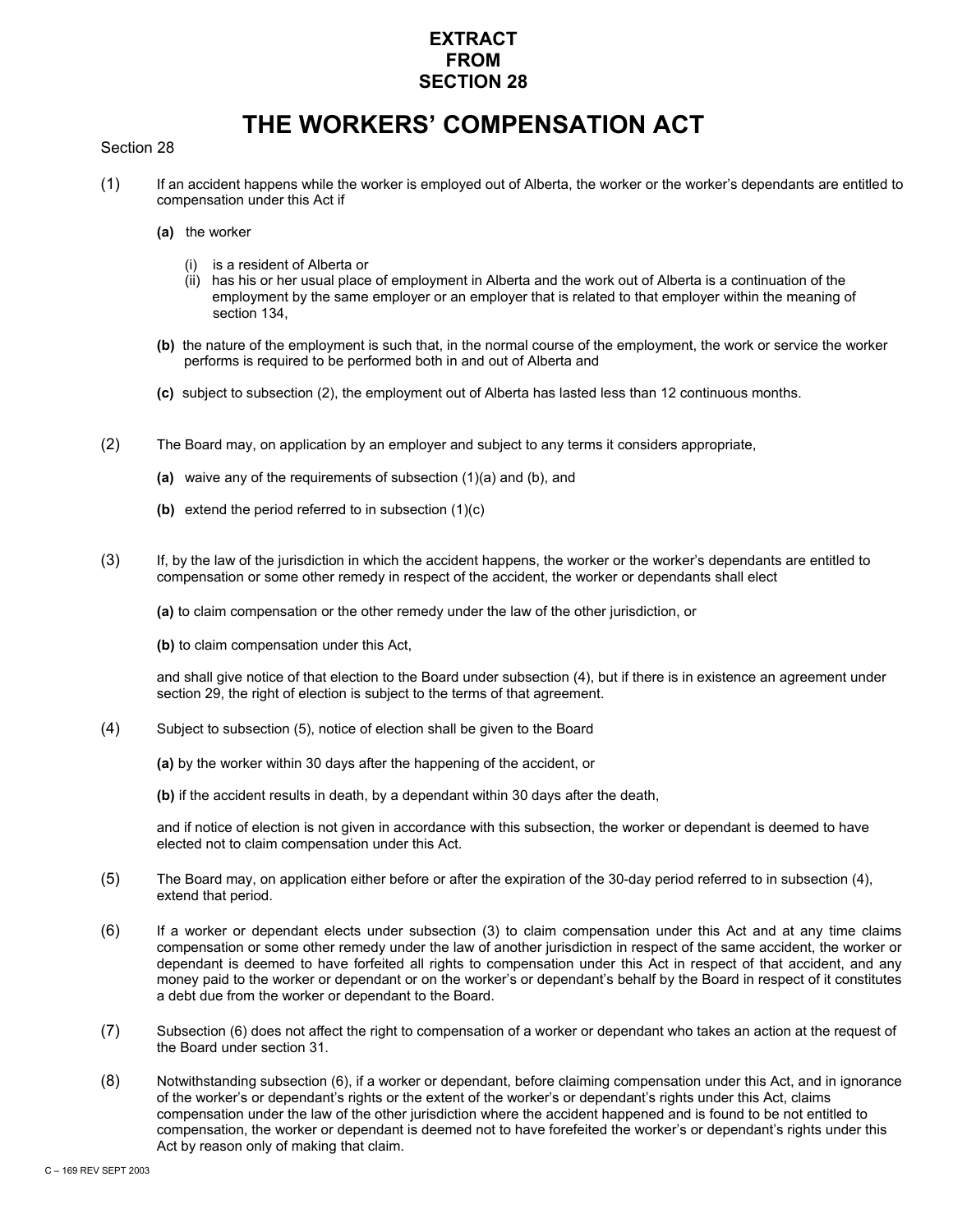# EXTRACT FROM SECTION 28

# THE WORKERS' COMPENSATION ACT

Section 28

(1) If an accident happens while the worker is employed out of Alberta, the worker or the worker's dependants are entitled to compensation under this Act if

**(a)** the worker

(i) is a resident of Alberta or
(ii) has his or her usual place of employment in Alberta and the work out of Alberta is a continuation of the employment by the same employer or an employer that is related to that employer within the meaning of section 134,

**(b)** the nature of the employment is such that, in the normal course of the employment, the work or service the worker performs is required to be performed both in and out of Alberta and

**(c)** subject to subsection (2), the employment out of Alberta has lasted less than 12 continuous months.

(2) The Board may, on application by an employer and subject to any terms it considers appropriate,

**(a)** waive any of the requirements of subsection (1)(a) and (b), and

**(b)** extend the period referred to in subsection (1)(c)

(3) If, by the law of the jurisdiction in which the accident happens, the worker or the worker's dependants are entitled to compensation or some other remedy in respect of the accident, the worker or dependants shall elect

**(a)** to claim compensation or the other remedy under the law of the other jurisdiction, or

**(b)** to claim compensation under this Act,

and shall give notice of that election to the Board under subsection (4), but if there is in existence an agreement under section 29, the right of election is subject to the terms of that agreement.

(4) Subject to subsection (5), notice of election shall be given to the Board

**(a)** by the worker within 30 days after the happening of the accident, or

**(b)** if the accident results in death, by a dependant within 30 days after the death,

and if notice of election is not given in accordance with this subsection, the worker or dependant is deemed to have elected not to claim compensation under this Act.

(5) The Board may, on application either before or after the expiration of the 30-day period referred to in subsection (4), extend that period.

(6) If a worker or dependant elects under subsection (3) to claim compensation under this Act and at any time claims compensation or some other remedy under the law of another jurisdiction in respect of the same accident, the worker or dependant is deemed to have forfeited all rights to compensation under this Act in respect of that accident, and any money paid to the worker or dependant or on the worker's or dependant's behalf by the Board in respect of it constitutes a debt due from the worker or dependant to the Board.

(7) Subsection (6) does not affect the right to compensation of a worker or dependant who takes an action at the request of the Board under section 31.

(8) Notwithstanding subsection (6), if a worker or dependant, before claiming compensation under this Act, and in ignorance of the worker's or dependant's rights or the extent of the worker's or dependant's rights under this Act, claims compensation under the law of the other jurisdiction where the accident happened and is found to be not entitled to compensation, the worker or dependant is deemed not to have forefeited the worker's or dependant's rights under this Act by reason only of making that claim.

C – 169 REV SEPT 2003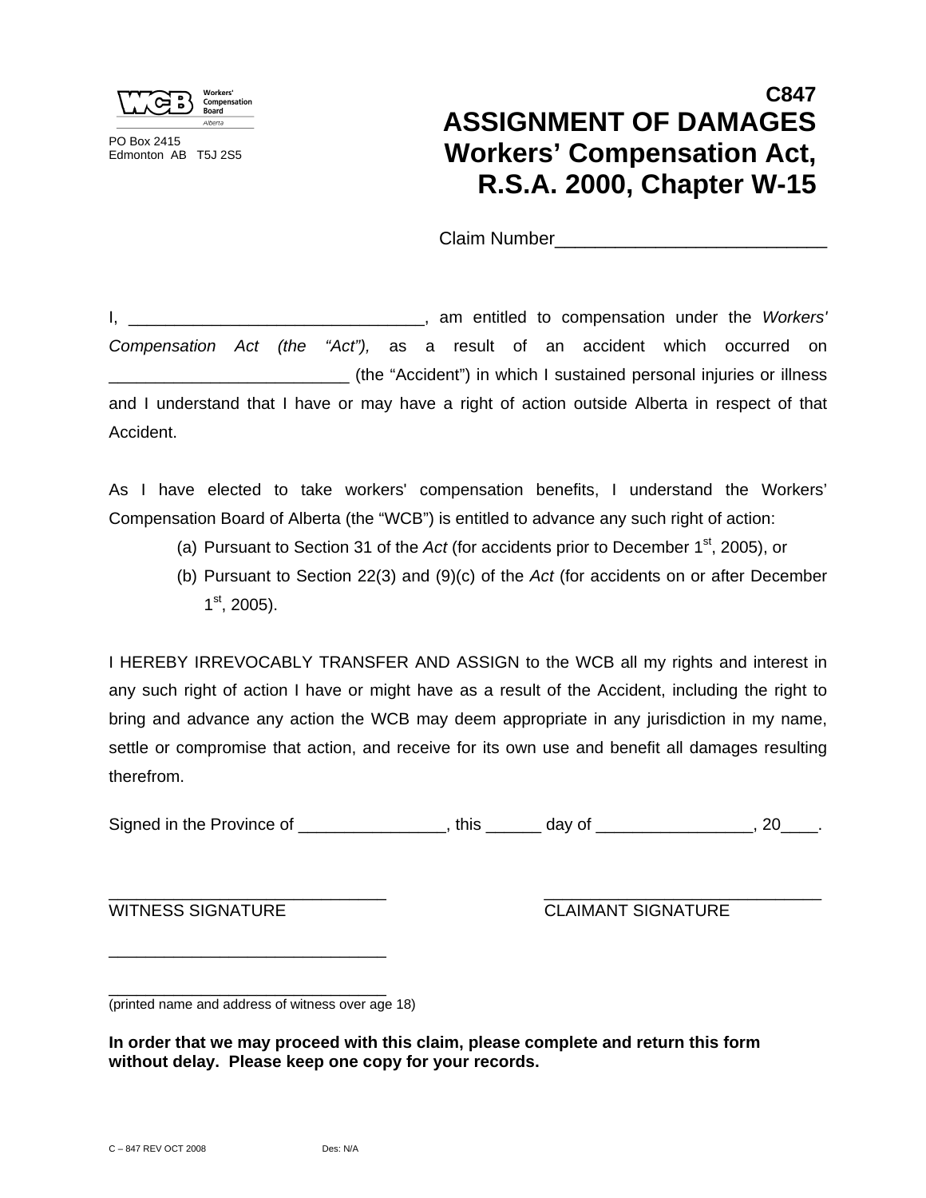Workers' Compensation Board
Alberta

PO Box 2415
Edmonton AB T5J 2S5

# C847
# ASSIGNMENT OF DAMAGES
## Workers' Compensation Act, R.S.A. 2000, Chapter W-15

Claim Number___________________________

I, _______________________________, am entitled to compensation under the *Workers' Compensation Act (the "Act"),* as a result of an accident which occurred on _________________________ (the "Accident") in which I sustained personal injuries or illness and I understand that I have or may have a right of action outside Alberta in respect of that Accident.

As I have elected to take workers' compensation benefits, I understand the Workers' Compensation Board of Alberta (the "WCB") is entitled to advance any such right of action:

(a) Pursuant to Section 31 of the *Act* (for accidents prior to December 1st, 2005), or
(b) Pursuant to Section 22(3) and (9)(c) of the *Act* (for accidents on or after December 1st, 2005).

I HEREBY IRREVOCABLY TRANSFER AND ASSIGN to the WCB all my rights and interest in any such right of action I have or might have as a result of the Accident, including the right to bring and advance any action the WCB may deem appropriate in any jurisdiction in my name, settle or compromise that action, and receive for its own use and benefit all damages resulting therefrom.

Signed in the Province of ________________, this ______ day of _________________, 20____.

_____________________________ WITNESS SIGNATURE

_____________________________ CLAIMANT SIGNATURE

_____________________________

_____________________________
(printed name and address of witness over age 18)

**In order that we may proceed with this claim, please complete and return this form without delay. Please keep one copy for your records.**

C – 847 REV OCT 2008 Des: N/A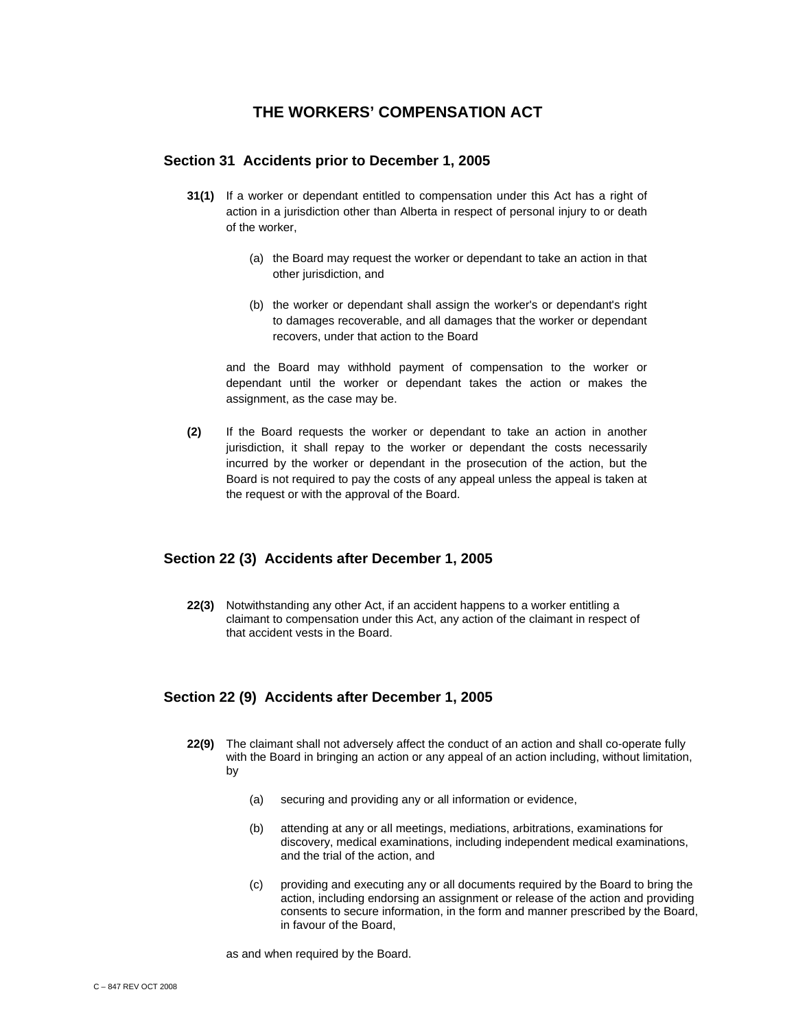# THE WORKERS' COMPENSATION ACT

## Section 31 Accidents prior to December 1, 2005

**31(1)** If a worker or dependant entitled to compensation under this Act has a right of action in a jurisdiction other than Alberta in respect of personal injury to or death of the worker,

(a) the Board may request the worker or dependant to take an action in that other jurisdiction, and

(b) the worker or dependant shall assign the worker's or dependant's right to damages recoverable, and all damages that the worker or dependant recovers, under that action to the Board

and the Board may withhold payment of compensation to the worker or dependant until the worker or dependant takes the action or makes the assignment, as the case may be.

**(2)** If the Board requests the worker or dependant to take an action in another jurisdiction, it shall repay to the worker or dependant the costs necessarily incurred by the worker or dependant in the prosecution of the action, but the Board is not required to pay the costs of any appeal unless the appeal is taken at the request or with the approval of the Board.

## Section 22 (3) Accidents after December 1, 2005

**22(3)** Notwithstanding any other Act, if an accident happens to a worker entitling a claimant to compensation under this Act, any action of the claimant in respect of that accident vests in the Board.

## Section 22 (9) Accidents after December 1, 2005

**22(9)** The claimant shall not adversely affect the conduct of an action and shall co-operate fully with the Board in bringing an action or any appeal of an action including, without limitation, by

(a) securing and providing any or all information or evidence,

(b) attending at any or all meetings, mediations, arbitrations, examinations for discovery, medical examinations, including independent medical examinations, and the trial of the action, and

(c) providing and executing any or all documents required by the Board to bring the action, including endorsing an assignment or release of the action and providing consents to secure information, in the form and manner prescribed by the Board, in favour of the Board,

as and when required by the Board.

C – 847 REV OCT 2008